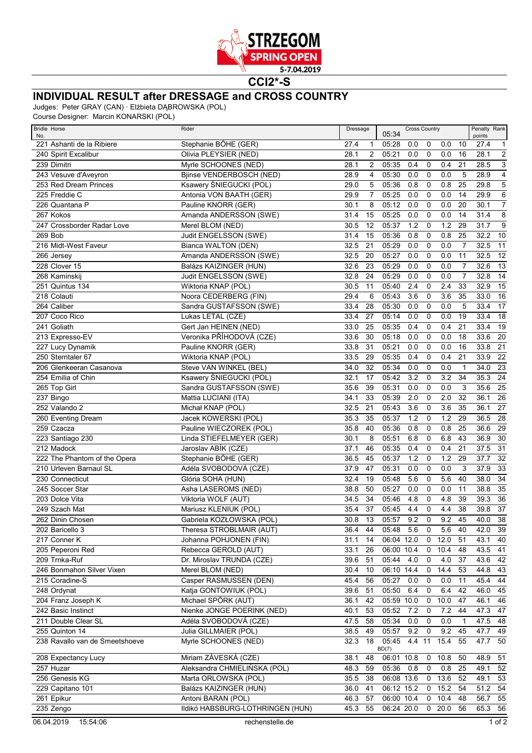# STRZEGOM SPRING OPEN

5-7.04.2019

## CCI2*-S

## INDIVIDUAL RESULT after DRESSAGE and CROSS COUNTRY

Judges: Peter GRAY (CAN) · Elżbieta DĄBROWSKA (POL)

Course Designer: Marcin KONARSKI (POL)

| Bridle No. | Horse | Rider | Dressage | | Cross Country 05:34 | | | | | Penalty points | Rank |
|---|---|---|---|---|---|---|---|---|---|---|---|
| 221 | Ashanti de la Ribiere | Stephanie BÖHE (GER) | 27.4 | 1 | 05:28 | 0.0 | 0 | 0.0 | 10 | 27.4 | 1 |
| 240 | Spirit Excalibur | Olivia PLEYSIER (NED) | 28.1 | 2 | 05:21 | 0.0 | 0 | 0.0 | 16 | 28.1 | 2 |
| 239 | Dimitri | Myrle SCHOONES (NED) | 28.1 | 2 | 05:35 | 0.4 | 0 | 0.4 | 21 | 28.5 | 3 |
| 243 | Vesuve d'Aveyron | Bjinse VENDERBOSCH (NED) | 28.9 | 4 | 05:30 | 0.0 | 0 | 0.0 | 5 | 28.9 | 4 |
| 253 | Red Dream Princes | Ksawery ŚNIEGUCKI (POL) | 29.0 | 5 | 05:36 | 0.8 | 0 | 0.8 | 25 | 29.8 | 5 |
| 225 | Freddie C | Antonia VON BAATH (GER) | 29.9 | 7 | 05:25 | 0.0 | 0 | 0.0 | 14 | 29.9 | 6 |
| 226 | Quantana P | Pauline KNORR (GER) | 30.1 | 8 | 05:12 | 0.0 | 0 | 0.0 | 20 | 30.1 | 7 |
| 267 | Kokos | Amanda ANDERSSON (SWE) | 31.4 | 15 | 05:25 | 0.0 | 0 | 0.0 | 14 | 31.4 | 8 |
| 247 | Crossborder Radar Love | Merel BLOM (NED) | 30.5 | 12 | 05:37 | 1.2 | 0 | 1.2 | 29 | 31.7 | 9 |
| 269 | Bob | Judit ENGELSSON (SWE) | 31.4 | 15 | 05:36 | 0.8 | 0 | 0.8 | 25 | 32.2 | 10 |
| 216 | Midt-West Faveur | Bianca WALTON (DEN) | 32.5 | 21 | 05:29 | 0.0 | 0 | 0.0 | 7 | 32.5 | 11 |
| 266 | Jersey | Amanda ANDERSSON (SWE) | 32.5 | 20 | 05:27 | 0.0 | 0 | 0.0 | 11 | 32.5 | 12 |
| 228 | Clover 15 | Balázs KAIZINGER (HUN) | 32.6 | 23 | 05:29 | 0.0 | 0 | 0.0 | 7 | 32.6 | 13 |
| 268 | Kaminskij | Judit ENGELSSON (SWE) | 32.8 | 24 | 05:29 | 0.0 | 0 | 0.0 | 7 | 32.8 | 14 |
| 251 | Quintus 134 | Wiktoria KNAP (POL) | 30.5 | 11 | 05:40 | 2.4 | 0 | 2.4 | 33 | 32.9 | 15 |
| 218 | Colauti | Noora CEDERBERG (FIN) | 29.4 | 6 | 05:43 | 3.6 | 0 | 3.6 | 35 | 33.0 | 16 |
| 264 | Caliber | Sandra GUSTAFSSON (SWE) | 33.4 | 28 | 05:30 | 0.0 | 0 | 0.0 | 5 | 33.4 | 17 |
| 207 | Coco Rico | Lukas LETAL (CZE) | 33.4 | 27 | 05:14 | 0.0 | 0 | 0.0 | 19 | 33.4 | 18 |
| 241 | Goliath | Gert Jan HEINEN (NED) | 33.0 | 25 | 05:35 | 0.4 | 0 | 0.4 | 21 | 33.4 | 19 |
| 213 | Expresso-EV | Veronika PŘÍHODOVÁ (CZE) | 33.6 | 30 | 05:18 | 0.0 | 0 | 0.0 | 18 | 33.6 | 20 |
| 227 | Lucy Dynamik | Pauline KNORR (GER) | 33.8 | 31 | 05:21 | 0.0 | 0 | 0.0 | 16 | 33.8 | 21 |
| 250 | Sterntaler 67 | Wiktoria KNAP (POL) | 33.5 | 29 | 05:35 | 0.4 | 0 | 0.4 | 21 | 33.9 | 22 |
| 206 | Glenkeeran Casanova | Steve VAN WINKEL (BEL) | 34.0 | 32 | 05:34 | 0.0 | 0 | 0.0 | 1 | 34.0 | 23 |
| 254 | Emilia of Chin | Ksawery ŚNIEGUCKI (POL) | 32.1 | 17 | 05:42 | 3.2 | 0 | 3.2 | 34 | 35.3 | 24 |
| 265 | Top Girl | Sandra GUSTAFSSON (SWE) | 35.6 | 39 | 05:31 | 0.0 | 0 | 0.0 | 3 | 35.6 | 25 |
| 237 | Bingo | Mattia LUCIANI (ITA) | 34.1 | 33 | 05:39 | 2.0 | 0 | 2.0 | 32 | 36.1 | 26 |
| 252 | Valando 2 | Michał KNAP (POL) | 32.5 | 21 | 05:43 | 3.6 | 0 | 3.6 | 35 | 36.1 | 27 |
| 260 | Eventing Dream | Jacek KOWERSKI (POL) | 35.3 | 35 | 05:37 | 1.2 | 0 | 1.2 | 29 | 36.5 | 28 |
| 259 | Czacza | Pauline WIECZOREK (POL) | 35.8 | 40 | 05:36 | 0.8 | 0 | 0.8 | 25 | 36.6 | 29 |
| 223 | Santiago 230 | Linda STIEFELMEYER (GER) | 30.1 | 8 | 05:51 | 6.8 | 0 | 6.8 | 43 | 36.9 | 30 |
| 212 | Madock | Jaroslav ABÍK (CZE) | 37.1 | 46 | 05:35 | 0.4 | 0 | 0.4 | 21 | 37.5 | 31 |
| 222 | The Phantom of the Opera | Stephanie BÖHE (GER) | 36.5 | 45 | 05:37 | 1.2 | 0 | 1.2 | 29 | 37.7 | 32 |
| 210 | Urleven Barnaul SL | Adéla SVOBODOVÁ (CZE) | 37.9 | 47 | 05:31 | 0.0 | 0 | 0.0 | 3 | 37.9 | 33 |
| 230 | Connecticut | Glória SOHA (HUN) | 32.4 | 19 | 05:48 | 5.6 | 0 | 5.6 | 40 | 38.0 | 34 |
| 245 | Soccer Star | Asha LASEROMS (NED) | 38.8 | 50 | 05:27 | 0.0 | 0 | 0.0 | 11 | 38.8 | 35 |
| 203 | Dolce Vita | Viktoria WOLF (AUT) | 34.5 | 34 | 05:46 | 4.8 | 0 | 4.8 | 39 | 39.3 | 36 |
| 249 | Szach Mat | Mariusz KLENIUK (POL) | 35.4 | 37 | 05:45 | 4.4 | 0 | 4.4 | 38 | 39.8 | 37 |
| 262 | Dinin Chosen | Gabriela KOZŁOWSKA (POL) | 30.8 | 13 | 05:57 | 9.2 | 0 | 9.2 | 45 | 40.0 | 38 |
| 202 | Baricello 3 | Theresa STROBLMAIR (AUT) | 36.4 | 44 | 05:48 | 5.6 | 0 | 5.6 | 40 | 42.0 | 39 |
| 217 | Conner K | Johanna POHJONEN (FIN) | 31.1 | 14 | 06:04 | 12.0 | 0 | 12.0 | 51 | 43.1 | 40 |
| 205 | Peperoni Red | Rebecca GEROLD (AUT) | 33.1 | 26 | 06:00 | 10.4 | 0 | 10.4 | 48 | 43.5 | 41 |
| 209 | Trnka-Ruf | Dr. Miroslav TRUNDA (CZE) | 39.6 | 51 | 05:44 | 4.0 | 0 | 4.0 | 37 | 43.6 | 42 |
| 246 | Bonmahon Silver Vixen | Merel BLOM (NED) | 30.4 | 10 | 06:10 | 14.4 | 0 | 14.4 | 53 | 44.8 | 43 |
| 215 | Coradine-S | Casper RASMUSSEN (DEN) | 45.4 | 56 | 05:27 | 0.0 | 0 | 0.0 | 11 | 45.4 | 44 |
| 248 | Ordynat | Katja GONTOWIUK (POL) | 39.6 | 51 | 05:50 | 6.4 | 0 | 6.4 | 42 | 46.0 | 45 |
| 204 | Franz Joseph K | Michael SPÖRK (AUT) | 36.1 | 42 | 05:59 | 10.0 | 0 | 10.0 | 47 | 46.1 | 46 |
| 242 | Basic Instinct | Nienke JONGE POERINK (NED) | 40.1 | 53 | 05:52 | 7.2 | 0 | 7.2 | 44 | 47.3 | 47 |
| 211 | Double Clear SL | Adéla SVOBODOVÁ (CZE) | 47.5 | 58 | 05:34 | 0.0 | 0 | 0.0 | 1 | 47.5 | 48 |
| 255 | Quinton 14 | Julia GILLMAIER (POL) | 38.5 | 49 | 05:57 | 9.2 | 0 | 9.2 | 45 | 47.7 | 49 |
| 238 | Ravallo van de Smeetshoeve | Myrle SCHOONES (NED) | 32.3 | 18 | 05:45 BD(7) | 4.4 | 11 | 15.4 | 55 | 47.7 | 50 |
| 208 | Expectancy Lucy | Miriam ZÁVESKÁ (CZE) | 38.1 | 48 | 06:01 | 10.8 | 0 | 10.8 | 50 | 48.9 | 51 |
| 257 | Huzar | Aleksandra CHMIELIŃSKA (POL) | 48.3 | 59 | 05:36 | 0.8 | 0 | 0.8 | 25 | 49.1 | 52 |
| 256 | Genesis KG | Marta ORLOWSKA (POL) | 35.5 | 38 | 06:08 | 13.6 | 0 | 13.6 | 52 | 49.1 | 53 |
| 229 | Capitano 101 | Balázs KAIZINGER (HUN) | 36.0 | 41 | 06:12 | 15.2 | 0 | 15.2 | 54 | 51.2 | 54 |
| 261 | Epikur | Antoni BARAN (POL) | 46.3 | 57 | 06:00 | 10.4 | 0 | 10.4 | 48 | 56.7 | 55 |
| 235 | Zengo | Ildikó HABSBURG-LOTHRINGEN (HUN) | 45.3 | 55 | 06:24 | 20.0 | 0 | 20.0 | 56 | 65.3 | 56 |

06.04.2019 15:54:06 rechenstelle.de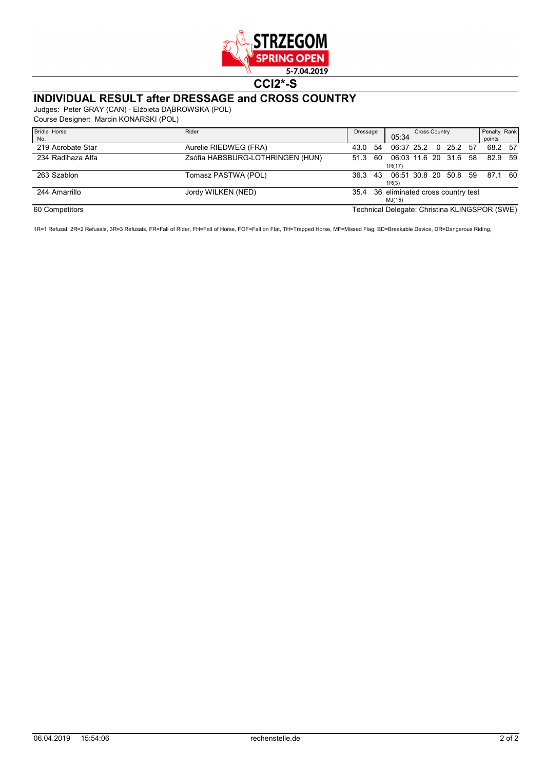**CCI2*-S**

## INDIVIDUAL RESULT after DRESSAGE and CROSS COUNTRY

Judges: Peter GRAY (CAN) · Elżbieta DĄBROWSKA (POL)

Course Designer: Marcin KONARSKI (POL)

| Bridle No. | Horse | Rider | Dressage | | Cross Country 05:34 | | | | | | Penalty points | Rank |
|---|---|---|---|---|---|---|---|---|---|---|---|---|
| 219 | Acrobate Star | Aurelie RIEDWEG (FRA) | 43.0 | 54 | 06:37 | 25.2 | 0 | 25.2 | 57 | | 68.2 | 57 |
| 234 | Radihaza Alfa | Zsófia HABSBURG-LOTHRINGEN (HUN) | 51.3 | 60 | 06:03 1R(17) | 11.6 | 20 | 31.6 | 58 | | 82.9 | 59 |
| 263 | Szablon | Tomasz PASTWA (POL) | 36.3 | 43 | 06:51 1R(3) | 30.8 | 20 | 50.8 | 59 | | 87.1 | 60 |
| 244 | Amarrillo | Jordy WILKEN (NED) | 35.4 | 36 | eliminated cross country test MJ(15) | | | | | | | |

60 Competitors

Technical Delegate: Christina KLINGSPOR (SWE)

1R=1 Refusal, 2R=2 Refusals, 3R=3 Refusals, FR=Fall of Rider, FH=Fall of Horse, FOF=Fall on Flat, TH=Trapped Horse, MF=Missed Flag, BD=Breakable Device, DR=Dangerous Riding,

06.04.2019 15:54:06 rechenstelle.de